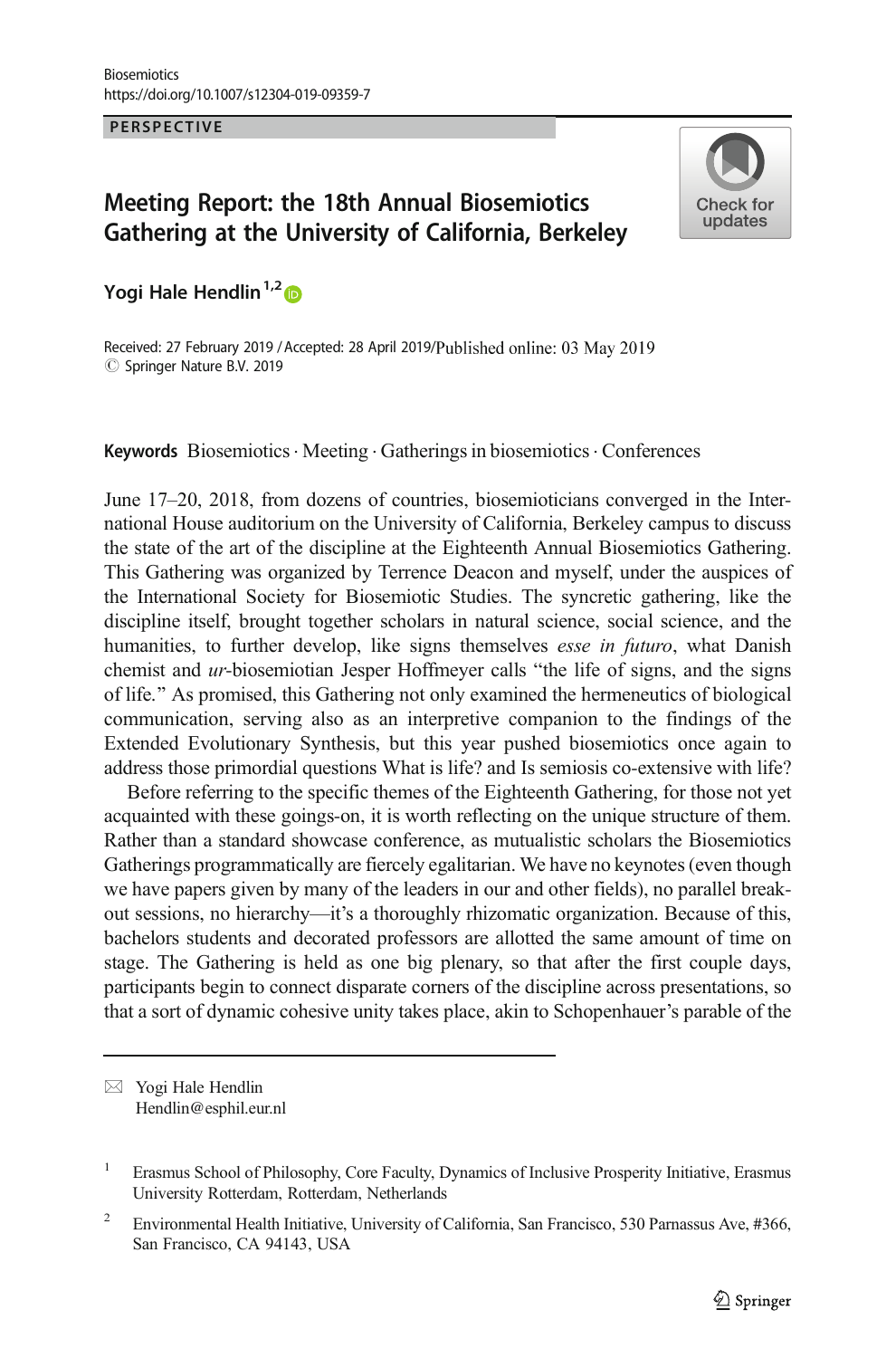PERSPECTIVE

# Meeting Report: the 18th Annual Biosemiotics Gathering at the University of California, Berkeley

**Yogi Hale Hendlin**[1,2]

Received: 27 February 2019 / Accepted: 28 April 2019/Published online: 03 May 2019
© Springer Nature B.V. 2019

**Keywords** Biosemiotics · Meeting · Gatherings in biosemiotics · Conferences

June 17–20, 2018, from dozens of countries, biosemioticians converged in the International House auditorium on the University of California, Berkeley campus to discuss the state of the art of the discipline at the Eighteenth Annual Biosemiotics Gathering. This Gathering was organized by Terrence Deacon and myself, under the auspices of the International Society for Biosemiotic Studies. The syncretic gathering, like the discipline itself, brought together scholars in natural science, social science, and the humanities, to further develop, like signs themselves *esse in futuro*, what Danish chemist and *ur*-biosemiotian Jesper Hoffmeyer calls "the life of signs, and the signs of life." As promised, this Gathering not only examined the hermeneutics of biological communication, serving also as an interpretive companion to the findings of the Extended Evolutionary Synthesis, but this year pushed biosemiotics once again to address those primordial questions What is life? and Is semiosis co-extensive with life?

Before referring to the specific themes of the Eighteenth Gathering, for those not yet acquainted with these goings-on, it is worth reflecting on the unique structure of them. Rather than a standard showcase conference, as mutualistic scholars the Biosemiotics Gatherings programmatically are fiercely egalitarian. We have no keynotes (even though we have papers given by many of the leaders in our and other fields), no parallel breakout sessions, no hierarchy—it's a thoroughly rhizomatic organization. Because of this, bachelors students and decorated professors are allotted the same amount of time on stage. The Gathering is held as one big plenary, so that after the first couple days, participants begin to connect disparate corners of the discipline across presentations, so that a sort of dynamic cohesive unity takes place, akin to Schopenhauer's parable of the

---

✉ Yogi Hale Hendlin
Hendlin@esphil.eur.nl

[1] Erasmus School of Philosophy, Core Faculty, Dynamics of Inclusive Prosperity Initiative, Erasmus University Rotterdam, Rotterdam, Netherlands

[2] Environmental Health Initiative, University of California, San Francisco, 530 Parnassus Ave, #366, San Francisco, CA 94143, USA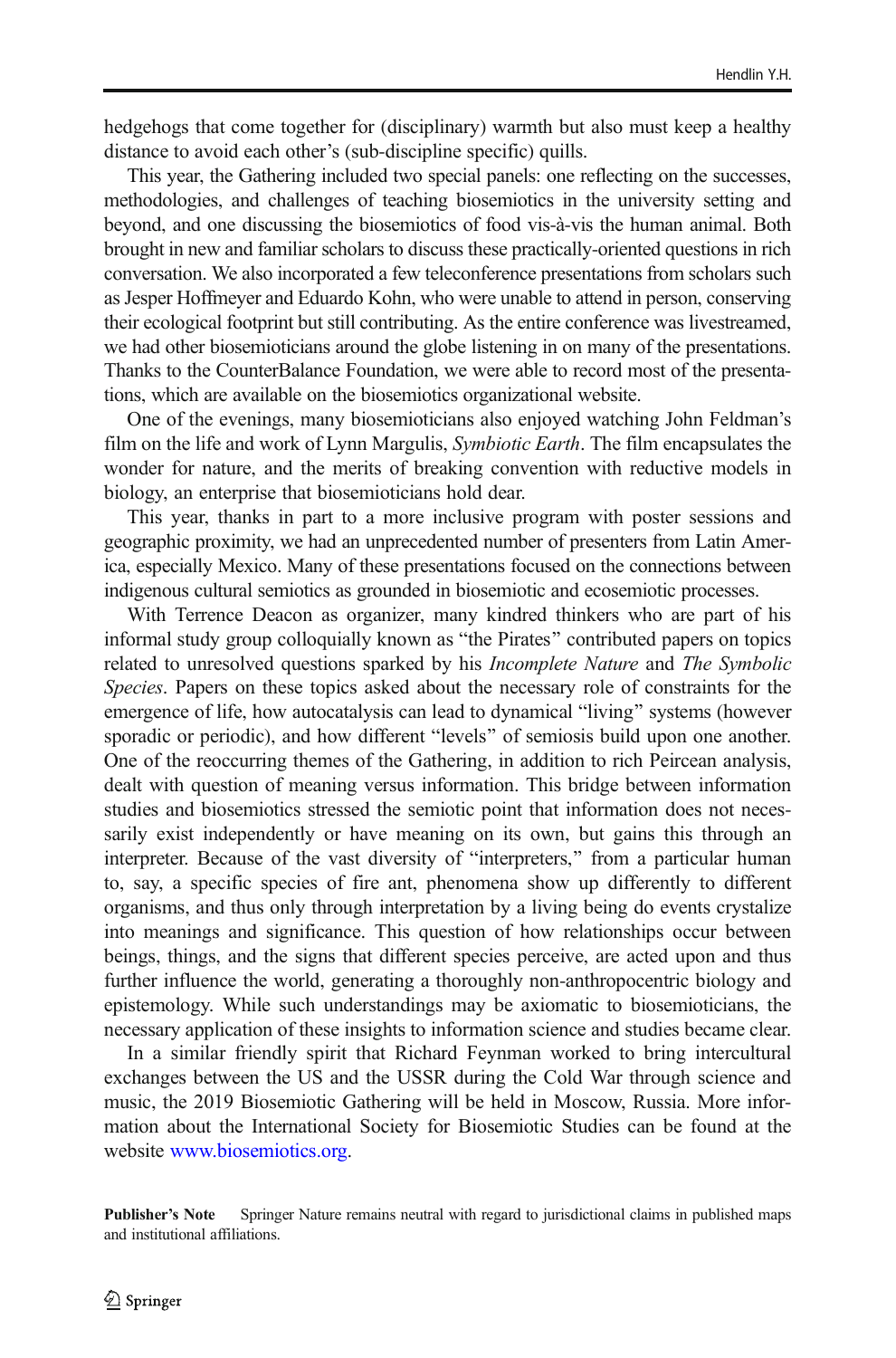hedgehogs that come together for (disciplinary) warmth but also must keep a healthy distance to avoid each other's (sub-discipline specific) quills.

This year, the Gathering included two special panels: one reflecting on the successes, methodologies, and challenges of teaching biosemiotics in the university setting and beyond, and one discussing the biosemiotics of food vis-à-vis the human animal. Both brought in new and familiar scholars to discuss these practically-oriented questions in rich conversation. We also incorporated a few teleconference presentations from scholars such as Jesper Hoffmeyer and Eduardo Kohn, who were unable to attend in person, conserving their ecological footprint but still contributing. As the entire conference was livestreamed, we had other biosemioticians around the globe listening in on many of the presentations. Thanks to the CounterBalance Foundation, we were able to record most of the presentations, which are available on the biosemiotics organizational website.

One of the evenings, many biosemioticians also enjoyed watching John Feldman's film on the life and work of Lynn Margulis, *Symbiotic Earth*. The film encapsulates the wonder for nature, and the merits of breaking convention with reductive models in biology, an enterprise that biosemioticians hold dear.

This year, thanks in part to a more inclusive program with poster sessions and geographic proximity, we had an unprecedented number of presenters from Latin America, especially Mexico. Many of these presentations focused on the connections between indigenous cultural semiotics as grounded in biosemiotic and ecosemiotic processes.

With Terrence Deacon as organizer, many kindred thinkers who are part of his informal study group colloquially known as "the Pirates" contributed papers on topics related to unresolved questions sparked by his *Incomplete Nature* and *The Symbolic Species*. Papers on these topics asked about the necessary role of constraints for the emergence of life, how autocatalysis can lead to dynamical "living" systems (however sporadic or periodic), and how different "levels" of semiosis build upon one another. One of the reoccurring themes of the Gathering, in addition to rich Peircean analysis, dealt with question of meaning versus information. This bridge between information studies and biosemiotics stressed the semiotic point that information does not necessarily exist independently or have meaning on its own, but gains this through an interpreter. Because of the vast diversity of "interpreters," from a particular human to, say, a specific species of fire ant, phenomena show up differently to different organisms, and thus only through interpretation by a living being do events crystalize into meanings and significance. This question of how relationships occur between beings, things, and the signs that different species perceive, are acted upon and thus further influence the world, generating a thoroughly non-anthropocentric biology and epistemology. While such understandings may be axiomatic to biosemioticians, the necessary application of these insights to information science and studies became clear.

In a similar friendly spirit that Richard Feynman worked to bring intercultural exchanges between the US and the USSR during the Cold War through science and music, the 2019 Biosemiotic Gathering will be held in Moscow, Russia. More information about the International Society for Biosemiotic Studies can be found at the website www.biosemiotics.org.

**Publisher's Note** Springer Nature remains neutral with regard to jurisdictional claims in published maps and institutional affiliations.